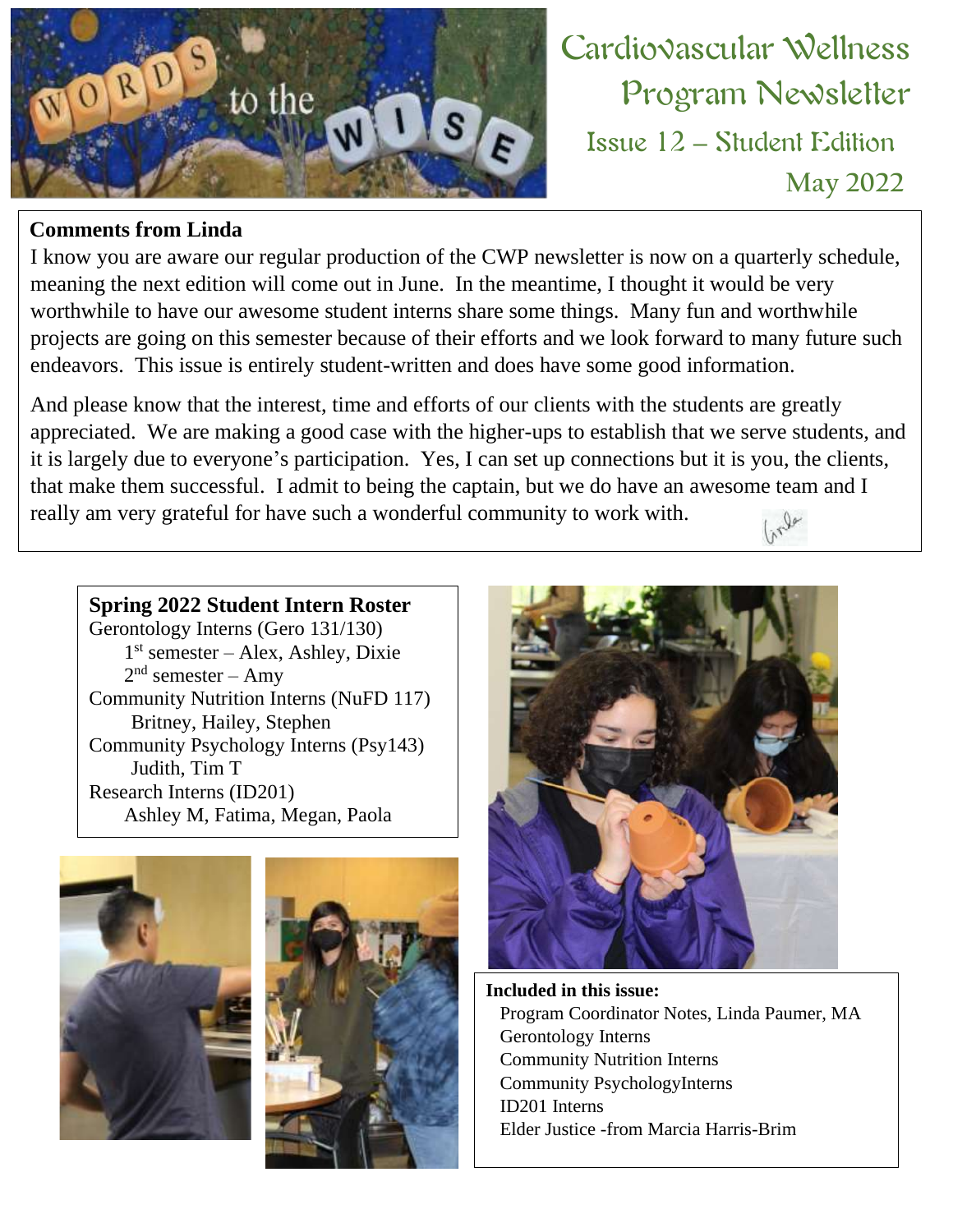# Cardiovascular Wellness Program Newsletter

## Issue 12 – Student Edition

## May 2022

**Comments from Linda**

I know you are aware our regular production of the CWP newsletter is now on a quarterly schedule, meaning the next edition will come out in June. In the meantime, I thought it would be very worthwhile to have our awesome student interns share some things. Many fun and worthwhile projects are going on this semester because of their efforts and we look forward to many future such endeavors. This issue is entirely student-written and does have some good information.

And please know that the interest, time and efforts of our clients with the students are greatly appreciated. We are making a good case with the higher-ups to establish that we serve students, and it is largely due to everyone's participation. Yes, I can set up connections but it is you, the clients, that make them successful. I admit to being the captain, but we do have an awesome team and I really am very grateful for have such a wonderful community to work with.

**Spring 2022 Student Intern Roster**

Gerontology Interns (Gero 131/130)
- 1st semester – Alex, Ashley, Dixie
- 2nd semester – Amy

Community Nutrition Interns (NuFD 117)
- Britney, Hailey, Stephen

Community Psychology Interns (Psy143)
- Judith, Tim T

Research Interns (ID201)
- Ashley M, Fatima, Megan, Paola

**Included in this issue:**

- Program Coordinator Notes, Linda Paumer, MA
- Gerontology Interns
- Community Nutrition Interns
- Community PsychologyInterns
- ID201 Interns
- Elder Justice -from Marcia Harris-Brim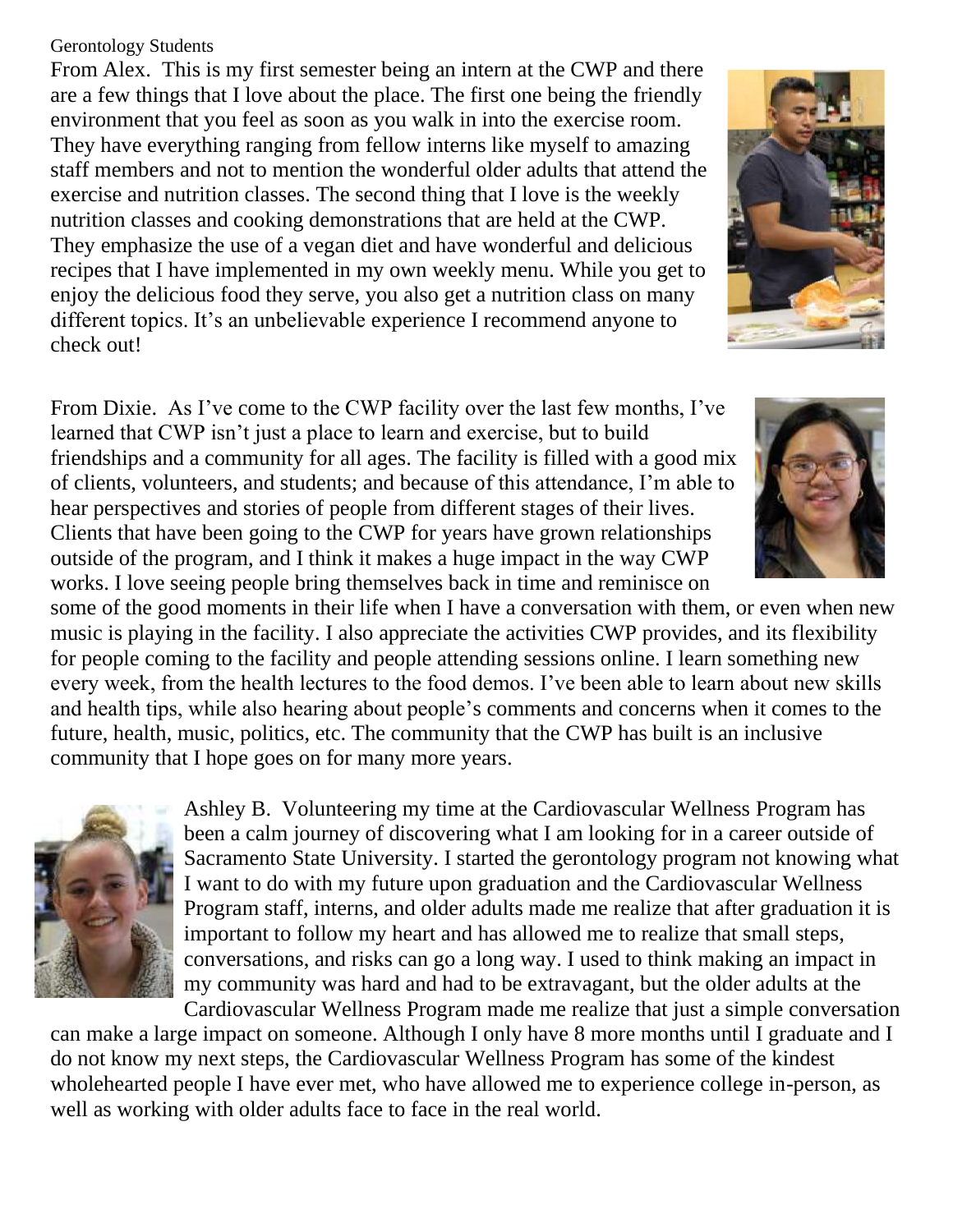Gerontology Students

From Alex. This is my first semester being an intern at the CWP and there are a few things that I love about the place. The first one being the friendly environment that you feel as soon as you walk in into the exercise room. They have everything ranging from fellow interns like myself to amazing staff members and not to mention the wonderful older adults that attend the exercise and nutrition classes. The second thing that I love is the weekly nutrition classes and cooking demonstrations that are held at the CWP. They emphasize the use of a vegan diet and have wonderful and delicious recipes that I have implemented in my own weekly menu. While you get to enjoy the delicious food they serve, you also get a nutrition class on many different topics. It's an unbelievable experience I recommend anyone to check out!

From Dixie. As I've come to the CWP facility over the last few months, I've learned that CWP isn't just a place to learn and exercise, but to build friendships and a community for all ages. The facility is filled with a good mix of clients, volunteers, and students; and because of this attendance, I'm able to hear perspectives and stories of people from different stages of their lives. Clients that have been going to the CWP for years have grown relationships outside of the program, and I think it makes a huge impact in the way CWP works. I love seeing people bring themselves back in time and reminisce on some of the good moments in their life when I have a conversation with them, or even when new music is playing in the facility. I also appreciate the activities CWP provides, and its flexibility for people coming to the facility and people attending sessions online. I learn something new every week, from the health lectures to the food demos. I've been able to learn about new skills and health tips, while also hearing about people's comments and concerns when it comes to the future, health, music, politics, etc. The community that the CWP has built is an inclusive community that I hope goes on for many more years.

Ashley B. Volunteering my time at the Cardiovascular Wellness Program has been a calm journey of discovering what I am looking for in a career outside of Sacramento State University. I started the gerontology program not knowing what I want to do with my future upon graduation and the Cardiovascular Wellness Program staff, interns, and older adults made me realize that after graduation it is important to follow my heart and has allowed me to realize that small steps, conversations, and risks can go a long way. I used to think making an impact in my community was hard and had to be extravagant, but the older adults at the Cardiovascular Wellness Program made me realize that just a simple conversation can make a large impact on someone. Although I only have 8 more months until I graduate and I do not know my next steps, the Cardiovascular Wellness Program has some of the kindest wholehearted people I have ever met, who have allowed me to experience college in-person, as well as working with older adults face to face in the real world.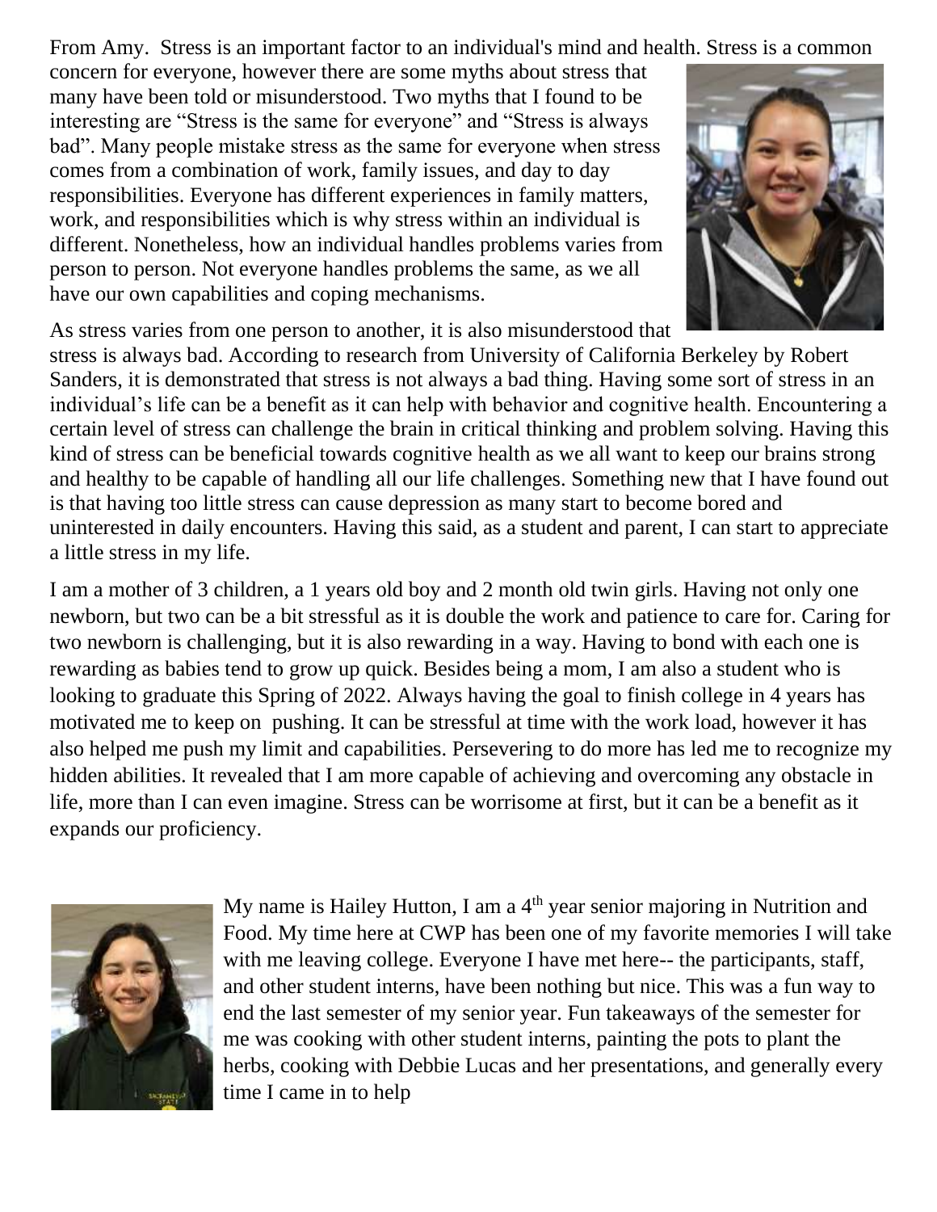From Amy. Stress is an important factor to an individual's mind and health. Stress is a common concern for everyone, however there are some myths about stress that many have been told or misunderstood. Two myths that I found to be interesting are "Stress is the same for everyone" and "Stress is always bad". Many people mistake stress as the same for everyone when stress comes from a combination of work, family issues, and day to day responsibilities. Everyone has different experiences in family matters, work, and responsibilities which is why stress within an individual is different. Nonetheless, how an individual handles problems varies from person to person. Not everyone handles problems the same, as we all have our own capabilities and coping mechanisms.

As stress varies from one person to another, it is also misunderstood that stress is always bad. According to research from University of California Berkeley by Robert Sanders, it is demonstrated that stress is not always a bad thing. Having some sort of stress in an individual's life can be a benefit as it can help with behavior and cognitive health. Encountering a certain level of stress can challenge the brain in critical thinking and problem solving. Having this kind of stress can be beneficial towards cognitive health as we all want to keep our brains strong and healthy to be capable of handling all our life challenges. Something new that I have found out is that having too little stress can cause depression as many start to become bored and uninterested in daily encounters. Having this said, as a student and parent, I can start to appreciate a little stress in my life.

I am a mother of 3 children, a 1 years old boy and 2 month old twin girls. Having not only one newborn, but two can be a bit stressful as it is double the work and patience to care for. Caring for two newborn is challenging, but it is also rewarding in a way. Having to bond with each one is rewarding as babies tend to grow up quick. Besides being a mom, I am also a student who is looking to graduate this Spring of 2022. Always having the goal to finish college in 4 years has motivated me to keep on pushing. It can be stressful at time with the work load, however it has also helped me push my limit and capabilities. Persevering to do more has led me to recognize my hidden abilities. It revealed that I am more capable of achieving and overcoming any obstacle in life, more than I can even imagine. Stress can be worrisome at first, but it can be a benefit as it expands our proficiency.

My name is Hailey Hutton, I am a 4th year senior majoring in Nutrition and Food. My time here at CWP has been one of my favorite memories I will take with me leaving college. Everyone I have met here-- the participants, staff, and other student interns, have been nothing but nice. This was a fun way to end the last semester of my senior year. Fun takeaways of the semester for me was cooking with other student interns, painting the pots to plant the herbs, cooking with Debbie Lucas and her presentations, and generally every time I came in to help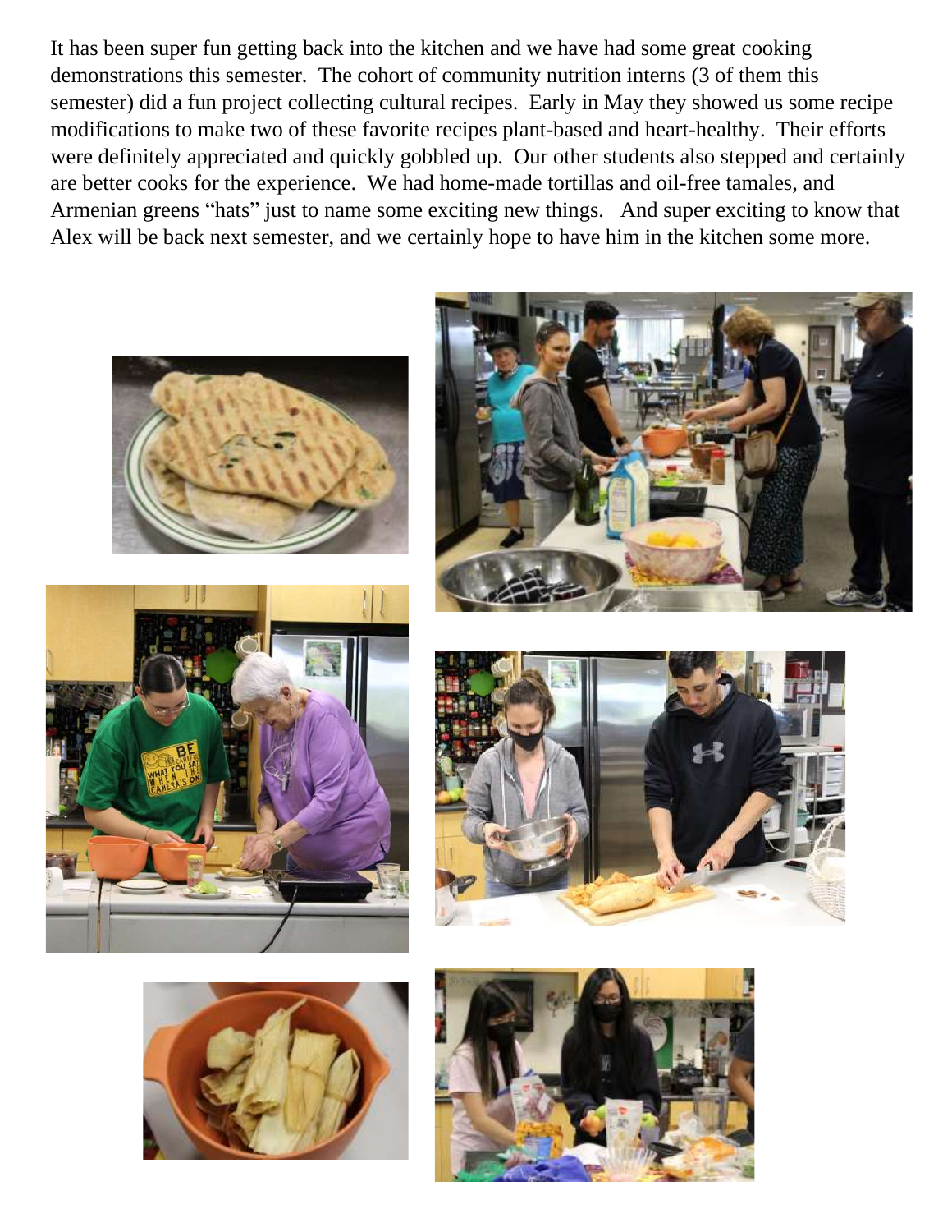It has been super fun getting back into the kitchen and we have had some great cooking demonstrations this semester. The cohort of community nutrition interns (3 of them this semester) did a fun project collecting cultural recipes. Early in May they showed us some recipe modifications to make two of these favorite recipes plant-based and heart-healthy. Their efforts were definitely appreciated and quickly gobbled up. Our other students also stepped and certainly are better cooks for the experience. We had home-made tortillas and oil-free tamales, and Armenian greens "hats" just to name some exciting new things. And super exciting to know that Alex will be back next semester, and we certainly hope to have him in the kitchen some more.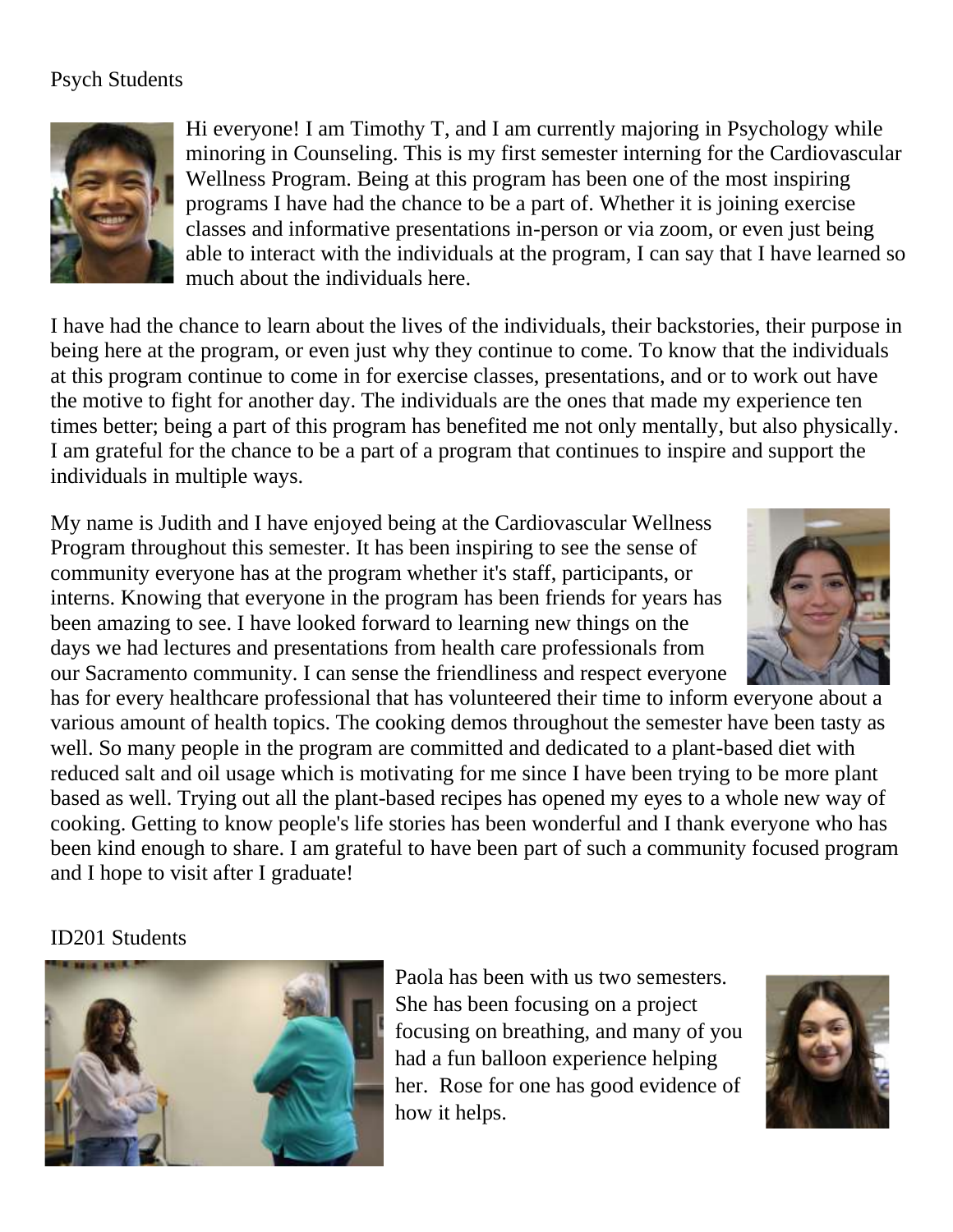## Psych Students

Hi everyone! I am Timothy T, and I am currently majoring in Psychology while minoring in Counseling. This is my first semester interning for the Cardiovascular Wellness Program. Being at this program has been one of the most inspiring programs I have had the chance to be a part of. Whether it is joining exercise classes and informative presentations in-person or via zoom, or even just being able to interact with the individuals at the program, I can say that I have learned so much about the individuals here.

I have had the chance to learn about the lives of the individuals, their backstories, their purpose in being here at the program, or even just why they continue to come. To know that the individuals at this program continue to come in for exercise classes, presentations, and or to work out have the motive to fight for another day. The individuals are the ones that made my experience ten times better; being a part of this program has benefited me not only mentally, but also physically. I am grateful for the chance to be a part of a program that continues to inspire and support the individuals in multiple ways.

My name is Judith and I have enjoyed being at the Cardiovascular Wellness Program throughout this semester. It has been inspiring to see the sense of community everyone has at the program whether it's staff, participants, or interns. Knowing that everyone in the program has been friends for years has been amazing to see. I have looked forward to learning new things on the days we had lectures and presentations from health care professionals from our Sacramento community. I can sense the friendliness and respect everyone has for every healthcare professional that has volunteered their time to inform everyone about a various amount of health topics. The cooking demos throughout the semester have been tasty as well. So many people in the program are committed and dedicated to a plant-based diet with reduced salt and oil usage which is motivating for me since I have been trying to be more plant based as well. Trying out all the plant-based recipes has opened my eyes to a whole new way of cooking. Getting to know people's life stories has been wonderful and I thank everyone who has been kind enough to share. I am grateful to have been part of such a community focused program and I hope to visit after I graduate!

## ID201 Students

Paola has been with us two semesters. She has been focusing on a project focusing on breathing, and many of you had a fun balloon experience helping her. Rose for one has good evidence of how it helps.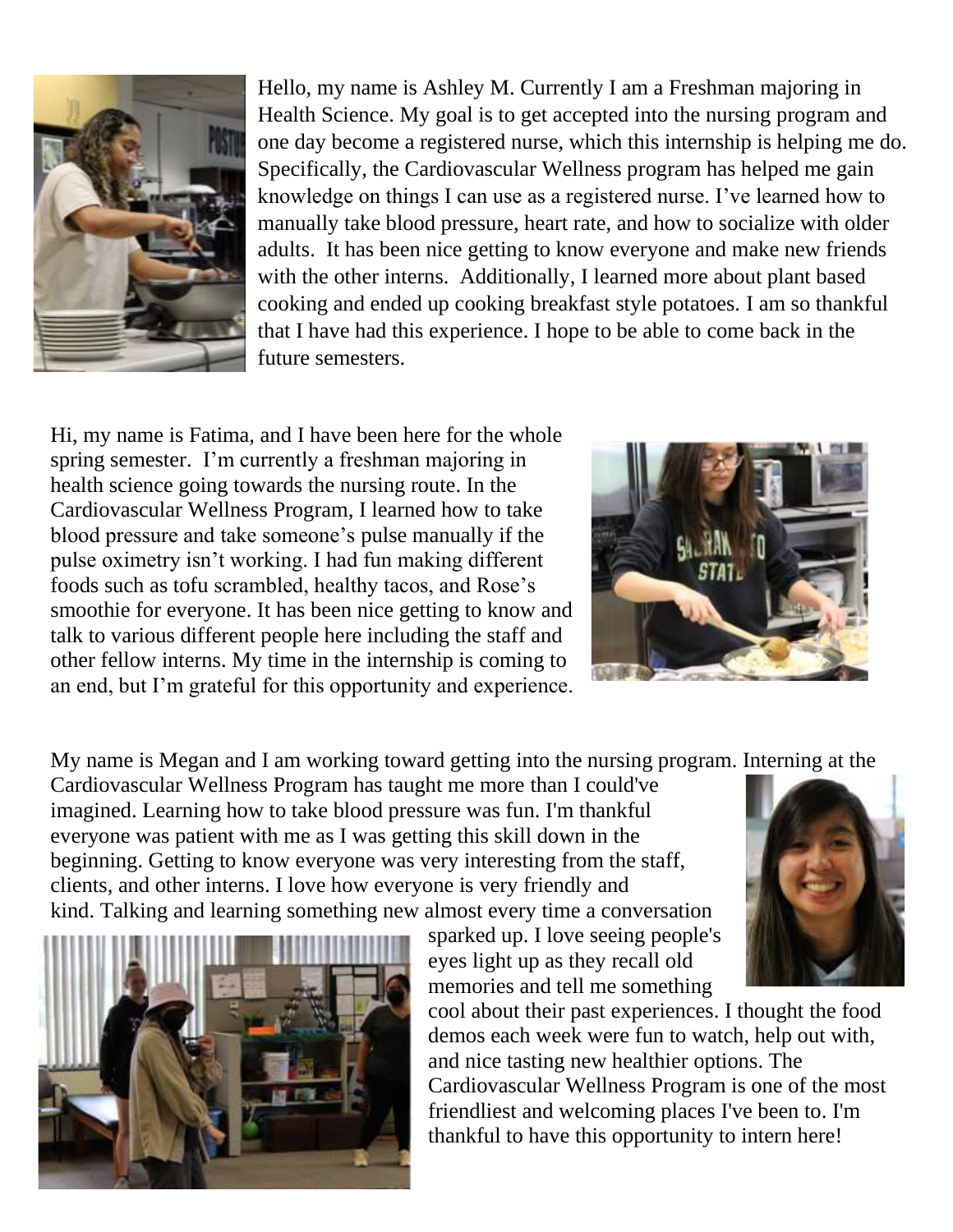Hello, my name is Ashley M. Currently I am a Freshman majoring in Health Science. My goal is to get accepted into the nursing program and one day become a registered nurse, which this internship is helping me do. Specifically, the Cardiovascular Wellness program has helped me gain knowledge on things I can use as a registered nurse. I've learned how to manually take blood pressure, heart rate, and how to socialize with older adults. It has been nice getting to know everyone and make new friends with the other interns. Additionally, I learned more about plant based cooking and ended up cooking breakfast style potatoes. I am so thankful that I have had this experience. I hope to be able to come back in the future semesters.

Hi, my name is Fatima, and I have been here for the whole spring semester. I'm currently a freshman majoring in health science going towards the nursing route. In the Cardiovascular Wellness Program, I learned how to take blood pressure and take someone's pulse manually if the pulse oximetry isn't working. I had fun making different foods such as tofu scrambled, healthy tacos, and Rose's smoothie for everyone. It has been nice getting to know and talk to various different people here including the staff and other fellow interns. My time in the internship is coming to an end, but I'm grateful for this opportunity and experience.

My name is Megan and I am working toward getting into the nursing program. Interning at the Cardiovascular Wellness Program has taught me more than I could've imagined. Learning how to take blood pressure was fun. I'm thankful everyone was patient with me as I was getting this skill down in the beginning. Getting to know everyone was very interesting from the staff, clients, and other interns. I love how everyone is very friendly and kind. Talking and learning something new almost every time a conversation sparked up. I love seeing people's eyes light up as they recall old memories and tell me something cool about their past experiences. I thought the food demos each week were fun to watch, help out with, and nice tasting new healthier options. The Cardiovascular Wellness Program is one of the most friendliest and welcoming places I've been to. I'm thankful to have this opportunity to intern here!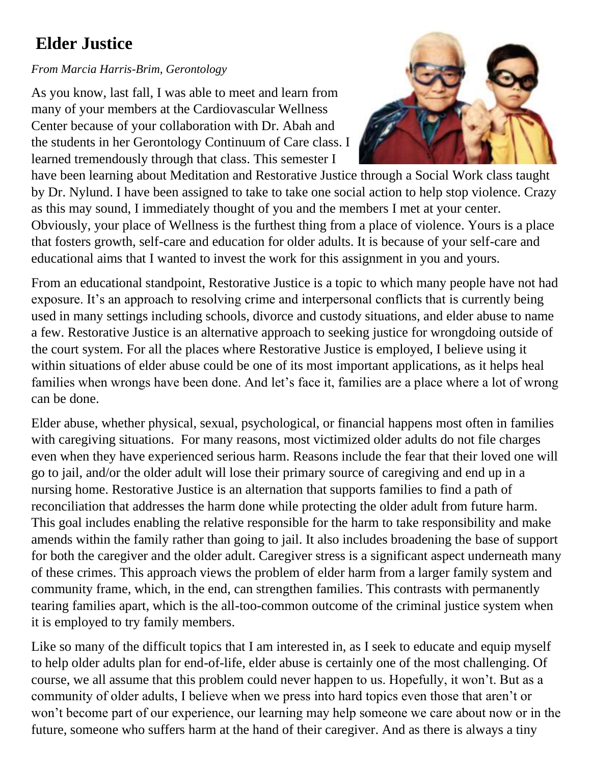# Elder Justice

*From Marcia Harris-Brim, Gerontology*

As you know, last fall, I was able to meet and learn from many of your members at the Cardiovascular Wellness Center because of your collaboration with Dr. Abah and the students in her Gerontology Continuum of Care class. I learned tremendously through that class. This semester I have been learning about Meditation and Restorative Justice through a Social Work class taught by Dr. Nylund. I have been assigned to take to take one social action to help stop violence. Crazy as this may sound, I immediately thought of you and the members I met at your center. Obviously, your place of Wellness is the furthest thing from a place of violence. Yours is a place that fosters growth, self-care and education for older adults. It is because of your self-care and educational aims that I wanted to invest the work for this assignment in you and yours.

From an educational standpoint, Restorative Justice is a topic to which many people have not had exposure. It's an approach to resolving crime and interpersonal conflicts that is currently being used in many settings including schools, divorce and custody situations, and elder abuse to name a few. Restorative Justice is an alternative approach to seeking justice for wrongdoing outside of the court system. For all the places where Restorative Justice is employed, I believe using it within situations of elder abuse could be one of its most important applications, as it helps heal families when wrongs have been done. And let's face it, families are a place where a lot of wrong can be done.

Elder abuse, whether physical, sexual, psychological, or financial happens most often in families with caregiving situations. For many reasons, most victimized older adults do not file charges even when they have experienced serious harm. Reasons include the fear that their loved one will go to jail, and/or the older adult will lose their primary source of caregiving and end up in a nursing home. Restorative Justice is an alternation that supports families to find a path of reconciliation that addresses the harm done while protecting the older adult from future harm. This goal includes enabling the relative responsible for the harm to take responsibility and make amends within the family rather than going to jail. It also includes broadening the base of support for both the caregiver and the older adult. Caregiver stress is a significant aspect underneath many of these crimes. This approach views the problem of elder harm from a larger family system and community frame, which, in the end, can strengthen families. This contrasts with permanently tearing families apart, which is the all-too-common outcome of the criminal justice system when it is employed to try family members.

Like so many of the difficult topics that I am interested in, as I seek to educate and equip myself to help older adults plan for end-of-life, elder abuse is certainly one of the most challenging. Of course, we all assume that this problem could never happen to us. Hopefully, it won't. But as a community of older adults, I believe when we press into hard topics even those that aren't or won't become part of our experience, our learning may help someone we care about now or in the future, someone who suffers harm at the hand of their caregiver. And as there is always a tiny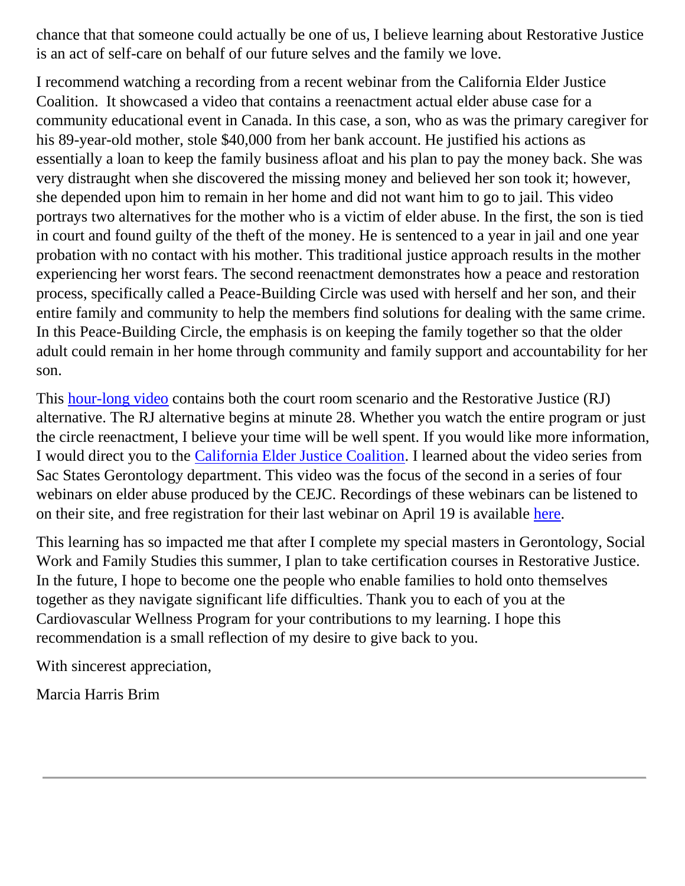chance that that someone could actually be one of us, I believe learning about Restorative Justice is an act of self-care on behalf of our future selves and the family we love.

I recommend watching a recording from a recent webinar from the California Elder Justice Coalition. It showcased a video that contains a reenactment actual elder abuse case for a community educational event in Canada. In this case, a son, who as was the primary caregiver for his 89-year-old mother, stole $40,000 from her bank account. He justified his actions as essentially a loan to keep the family business afloat and his plan to pay the money back. She was very distraught when she discovered the missing money and believed her son took it; however, she depended upon him to remain in her home and did not want him to go to jail. This video portrays two alternatives for the mother who is a victim of elder abuse. In the first, the son is tied in court and found guilty of the theft of the money. He is sentenced to a year in jail and one year probation with no contact with his mother. This traditional justice approach results in the mother experiencing her worst fears. The second reenactment demonstrates how a peace and restoration process, specifically called a Peace-Building Circle was used with herself and her son, and their entire family and community to help the members find solutions for dealing with the same crime. In this Peace-Building Circle, the emphasis is on keeping the family together so that the older adult could remain in her home through community and family support and accountability for her son.

This hour-long video contains both the court room scenario and the Restorative Justice (RJ) alternative. The RJ alternative begins at minute 28. Whether you watch the entire program or just the circle reenactment, I believe your time will be well spent. If you would like more information, I would direct you to the California Elder Justice Coalition. I learned about the video series from Sac States Gerontology department. This video was the focus of the second in a series of four webinars on elder abuse produced by the CEJC. Recordings of these webinars can be listened to on their site, and free registration for their last webinar on April 19 is available here.

This learning has so impacted me that after I complete my special masters in Gerontology, Social Work and Family Studies this summer, I plan to take certification courses in Restorative Justice. In the future, I hope to become one the people who enable families to hold onto themselves together as they navigate significant life difficulties. Thank you to each of you at the Cardiovascular Wellness Program for your contributions to my learning. I hope this recommendation is a small reflection of my desire to give back to you.

With sincerest appreciation,

Marcia Harris Brim